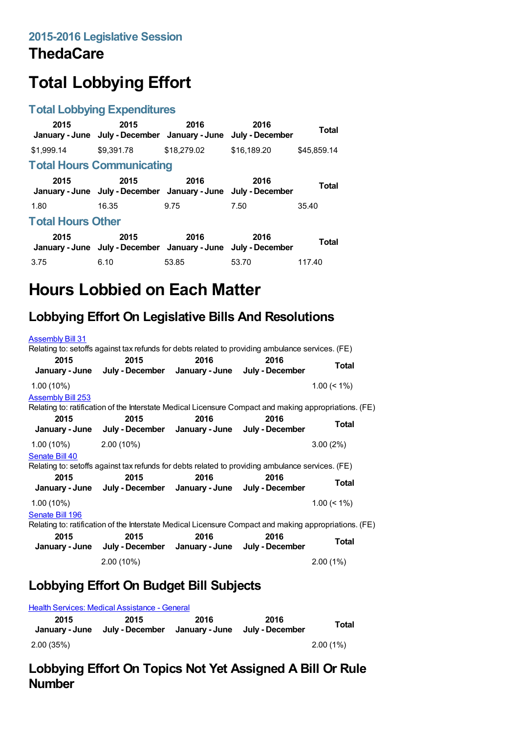## 2015-2016 Legislative Session

# ThedaCare

# Total Lobbying Effort

## Total Lobbying Expenditures

| 2015 January - June | 2015 July - December | 2016 January - June | 2016 July - December | Total |
|---|---|---|---|---|
| $1,999.14 | $9,391.78 | $18,279.02 | $16,189.20 | $45,859.14 |

## Total Hours Communicating

| 2015 January - June | 2015 July - December | 2016 January - June | 2016 July - December | Total |
|---|---|---|---|---|
| 1.80 | 16.35 | 9.75 | 7.50 | 35.40 |

## Total Hours Other

| 2015 January - June | 2015 July - December | 2016 January - June | 2016 July - December | Total |
|---|---|---|---|---|
| 3.75 | 6.10 | 53.85 | 53.70 | 117.40 |

# Hours Lobbied on Each Matter

## Lobbying Effort On Legislative Bills And Resolutions

Assembly Bill 31

Relating to: setoffs against tax refunds for debts related to providing ambulance services. (FE)

| 2015 January - June | 2015 July - December | 2016 January - June | 2016 July - December | Total |
|---|---|---|---|---|
| 1.00 (10%) | | | | 1.00 (< 1%) |

Assembly Bill 253

Relating to: ratification of the Interstate Medical Licensure Compact and making appropriations. (FE)

| 2015 January - June | 2015 July - December | 2016 January - June | 2016 July - December | Total |
|---|---|---|---|---|
| 1.00 (10%) | 2.00 (10%) | | | 3.00 (2%) |

Senate Bill 40

Relating to: setoffs against tax refunds for debts related to providing ambulance services. (FE)

| 2015 January - June | 2015 July - December | 2016 January - June | 2016 July - December | Total |
|---|---|---|---|---|
| 1.00 (10%) | | | | 1.00 (< 1%) |

Senate Bill 196

Relating to: ratification of the Interstate Medical Licensure Compact and making appropriations. (FE)

| 2015 January - June | 2015 July - December | 2016 January - June | 2016 July - December | Total |
|---|---|---|---|---|
| | 2.00 (10%) | | | 2.00 (1%) |

## Lobbying Effort On Budget Bill Subjects

Health Services: Medical Assistance - General

| 2015 January - June | 2015 July - December | 2016 January - June | 2016 July - December | Total |
|---|---|---|---|---|
| 2.00 (35%) | | | | 2.00 (1%) |

## Lobbying Effort On Topics Not Yet Assigned A Bill Or Rule Number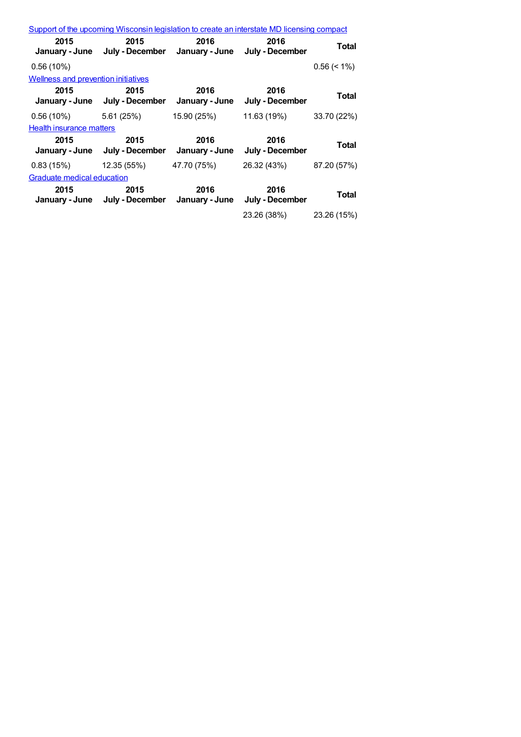Support of the upcoming Wisconsin legislation to create an interstate MD licensing compact

| 2015 January - June | 2015 July - December | 2016 January - June | 2016 July - December | Total |
|---|---|---|---|---|
| 0.56 (10%) | | | | 0.56 (< 1%) |

Wellness and prevention initiatives

| 2015 January - June | 2015 July - December | 2016 January - June | 2016 July - December | Total |
|---|---|---|---|---|
| 0.56 (10%) | 5.61 (25%) | 15.90 (25%) | 11.63 (19%) | 33.70 (22%) |

Health insurance matters

| 2015 January - June | 2015 July - December | 2016 January - June | 2016 July - December | Total |
|---|---|---|---|---|
| 0.83 (15%) | 12.35 (55%) | 47.70 (75%) | 26.32 (43%) | 87.20 (57%) |

Graduate medical education

| 2015 January - June | 2015 July - December | 2016 January - June | 2016 July - December | Total |
|---|---|---|---|---|
| | | | 23.26 (38%) | 23.26 (15%) |